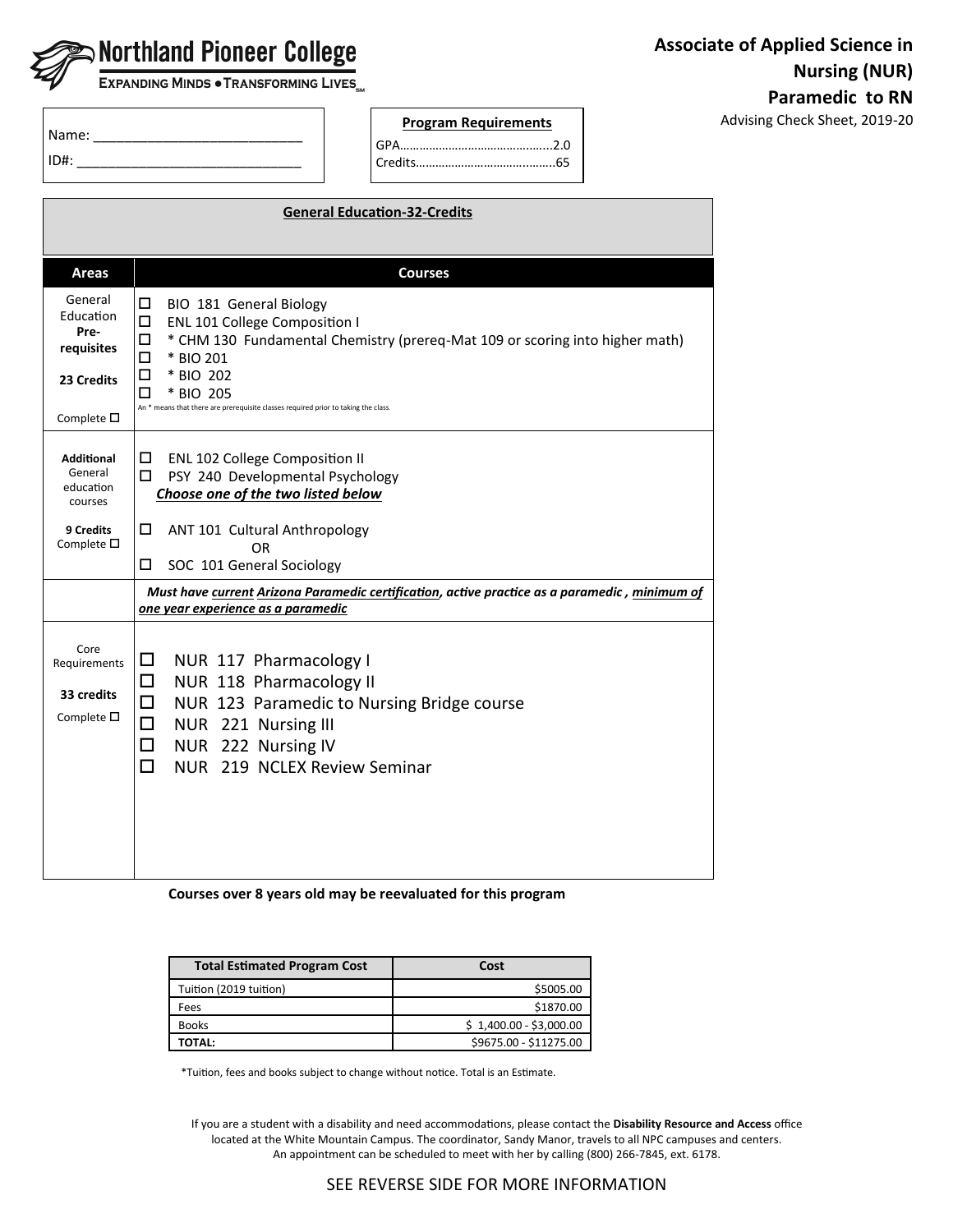**Northland Pioneer College**
EXPANDING MINDS • TRANSFORMING LIVES

# Associate of Applied Science in Nursing (NUR) Paramedic to RN

Advising Check Sheet, 2019-20

Name: ____________________________

ID#: ______________________________

**Program Requirements**

GPA……………………………………...2.0
Credits…………………………….……..65

| **General Education-32-Credits** | |
|---|---|
| **Areas** | **Courses** |
| General Education **Pre-requisites**<br><br>**23 Credits**<br><br>Complete ☐ | ☐ BIO 181 General Biology<br>☐ ENL 101 College Composition I<br>☐ * CHM 130 Fundamental Chemistry (prereq-Mat 109 or scoring into higher math)<br>☐ * BIO 201<br>☐ * BIO 202<br>☐ * BIO 205<br>An * means that there are prerequisite classes required prior to taking the class. |
| **Additional** General education courses<br><br>**9 Credits**<br>Complete ☐ | ☐ ENL 102 College Composition II<br>☐ PSY 240 Developmental Psychology<br>***Choose one of the two listed below***<br>☐ ANT 101 Cultural Anthropology<br>OR<br>☐ SOC 101 General Sociology |
| | ***Must have current Arizona Paramedic certification, active practice as a paramedic , minimum of one year experience as a paramedic*** |
| Core Requirements<br><br>**33 credits**<br><br>Complete ☐ | ☐ NUR 117 Pharmacology I<br>☐ NUR 118 Pharmacology II<br>☐ NUR 123 Paramedic to Nursing Bridge course<br>☐ NUR 221 Nursing III<br>☐ NUR 222 Nursing IV<br>☐ NUR 219 NCLEX Review Seminar |

**Courses over 8 years old may be reevaluated for this program**

| Total Estimated Program Cost | Cost |
|---|---|
| Tuition (2019 tuition) | $5005.00 |
| Fees | $1870.00 |
| Books | $ 1,400.00 - $3,000.00 |
| **TOTAL:** | $9675.00 - $11275.00 |

*Tuition, fees and books subject to change without notice. Total is an Estimate.

If you are a student with a disability and need accommodations, please contact the **Disability Resource and Access** office located at the White Mountain Campus. The coordinator, Sandy Manor, travels to all NPC campuses and centers. An appointment can be scheduled to meet with her by calling (800) 266-7845, ext. 6178.

SEE REVERSE SIDE FOR MORE INFORMATION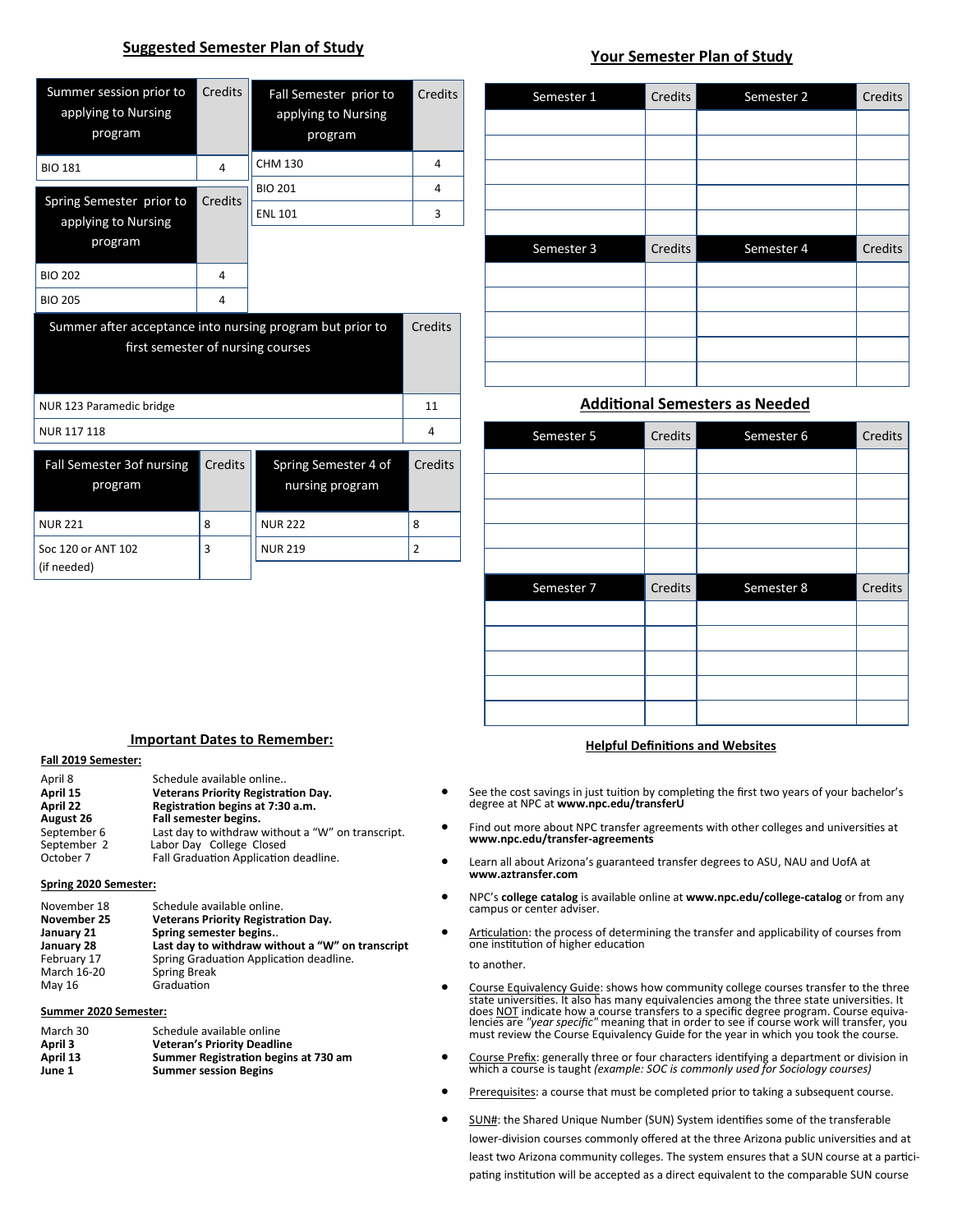## Suggested Semester Plan of Study

| Summer session prior to applying to Nursing program | Credits |
|---|---|
| BIO 181 | 4 |

| Fall Semester prior to applying to Nursing program | Credits |
|---|---|
| CHM 130 | 4 |
| BIO 201 | 4 |
| ENL 101 | 3 |

| Spring Semester prior to applying to Nursing program | Credits |
|---|---|
| BIO 202 | 4 |
| BIO 205 | 4 |

| Summer after acceptance into nursing program but prior to first semester of nursing courses | Credits |
|---|---|
| NUR 123 Paramedic bridge | 11 |
| NUR 117 118 | 4 |

| Fall Semester 3of nursing program | Credits |
|---|---|
| NUR 221 | 8 |
| Soc 120 or ANT 102 (if needed) | 3 |

| Spring Semester 4 of nursing program | Credits |
|---|---|
| NUR 222 | 8 |
| NUR 219 | 2 |

## Your Semester Plan of Study

| Semester 1 | Credits | Semester 2 | Credits |
|---|---|---|---|
| | | | |
| | | | |
| | | | |
| | | | |
| | | | |

| Semester 3 | Credits | Semester 4 | Credits |
|---|---|---|---|
| | | | |
| | | | |
| | | | |
| | | | |
| | | | |

## Additional Semesters as Needed

| Semester 5 | Credits | Semester 6 | Credits |
|---|---|---|---|
| | | | |
| | | | |
| | | | |
| | | | |
| | | | |

| Semester 7 | Credits | Semester 8 | Credits |
|---|---|---|---|
| | | | |
| | | | |
| | | | |
| | | | |
| | | | |

## Important Dates to Remember:

**Fall 2019 Semester:**

| | |
|---|---|
| April 8 | Schedule available online.. |
| **April 15** | **Veterans Priority Registration Day.** |
| **April 22** | **Registration begins at 7:30 a.m.** |
| **August 26** | **Fall semester begins.** |
| September 6 | Last day to withdraw without a "W" on transcript. |
| September 2 | Labor Day College Closed |
| October 7 | Fall Graduation Application deadline. |

**Spring 2020 Semester:**

| | |
|---|---|
| November 18 | Schedule available online. |
| **November 25** | **Veterans Priority Registration Day.** |
| **January 21** | **Spring semester begins..** |
| **January 28** | **Last day to withdraw without a "W" on transcript** |
| February 17 | Spring Graduation Application deadline. |
| March 16-20 | Spring Break |
| May 16 | Graduation |

**Summer 2020 Semester:**

| | |
|---|---|
| March 30 | Schedule available online |
| **April 3** | **Veteran's Priority Deadline** |
| **April 13** | **Summer Registration begins at 730 am** |
| **June 1** | **Summer session Begins** |

## Helpful Definitions and Websites

- See the cost savings in just tuition by completing the first two years of your bachelor's degree at NPC at **www.npc.edu/transferU**
- Find out more about NPC transfer agreements with other colleges and universities at **www.npc.edu/transfer-agreements**
- Learn all about Arizona's guaranteed transfer degrees to ASU, NAU and UofA at **www.aztransfer.com**
- NPC's **college catalog** is available online at **www.npc.edu/college-catalog** or from any campus or center adviser.
- Articulation: the process of determining the transfer and applicability of courses from one institution of higher education to another.
- Course Equivalency Guide: shows how community college courses transfer to the three state universities. It also has many equivalencies among the three state universities. It does NOT indicate how a course transfers to a specific degree program. Course equivalencies are *"year specific"* meaning that in order to see if course work will transfer, you must review the Course Equivalency Guide for the year in which you took the course.
- Course Prefix: generally three or four characters identifying a department or division in which a course is taught *(example: SOC is commonly used for Sociology courses)*
- Prerequisites: a course that must be completed prior to taking a subsequent course.
- SUN#: the Shared Unique Number (SUN) System identifies some of the transferable lower-division courses commonly offered at the three Arizona public universities and at least two Arizona community colleges. The system ensures that a SUN course at a participating institution will be accepted as a direct equivalent to the comparable SUN course